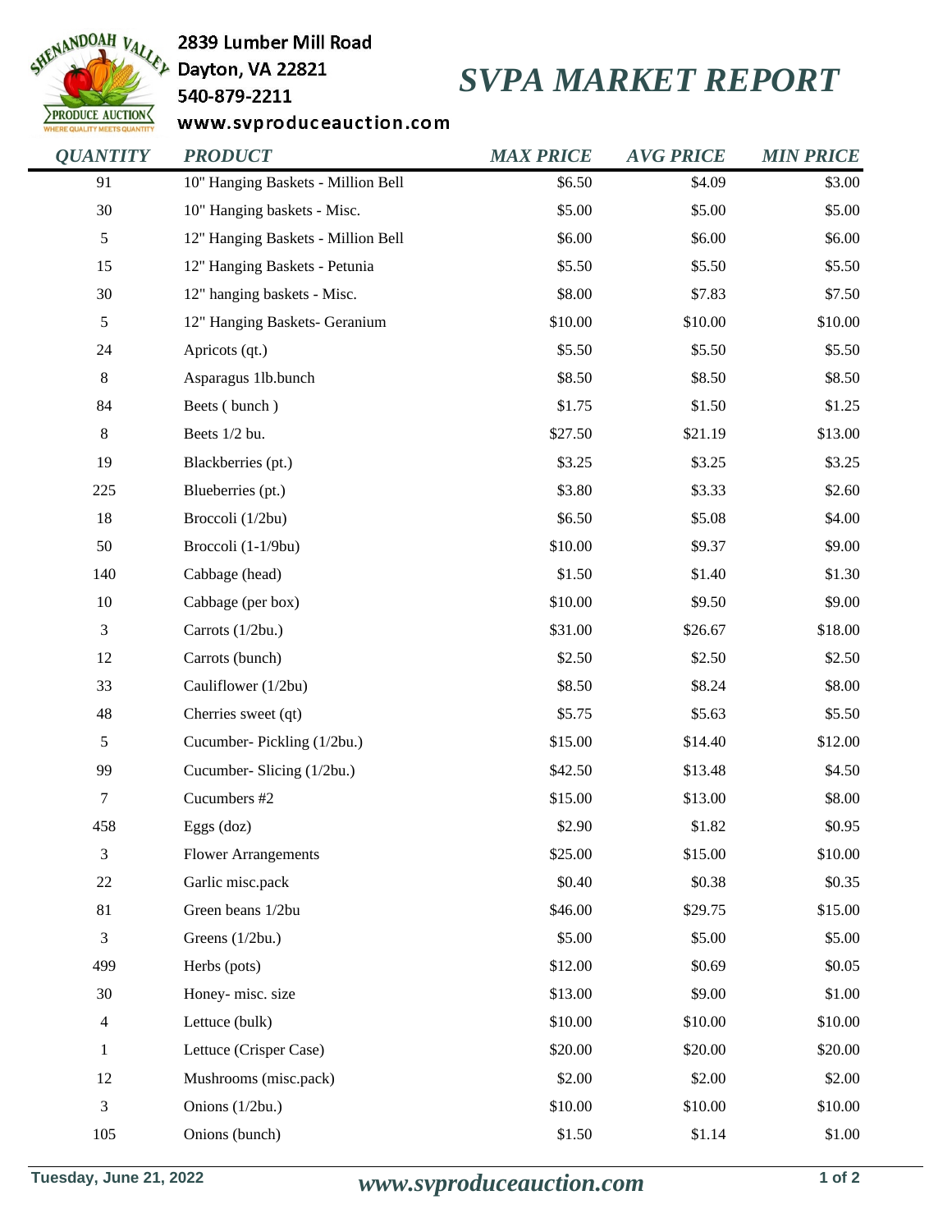2839 Lumber Mill Road
Dayton, VA 22821
540-879-2211
www.svproduceauction.com

# SVPA MARKET REPORT

| QUANTITY | PRODUCT | MAX PRICE | AVG PRICE | MIN PRICE |
|---|---|---|---|---|
| 91 | 10" Hanging Baskets - Million Bell | $6.50 | $4.09 | $3.00 |
| 30 | 10" Hanging baskets - Misc. | $5.00 | $5.00 | $5.00 |
| 5 | 12" Hanging Baskets - Million Bell | $6.00 | $6.00 | $6.00 |
| 15 | 12" Hanging Baskets - Petunia | $5.50 | $5.50 | $5.50 |
| 30 | 12" hanging baskets - Misc. | $8.00 | $7.83 | $7.50 |
| 5 | 12" Hanging Baskets- Geranium | $10.00 | $10.00 | $10.00 |
| 24 | Apricots (qt.) | $5.50 | $5.50 | $5.50 |
| 8 | Asparagus 1lb.bunch | $8.50 | $8.50 | $8.50 |
| 84 | Beets ( bunch ) | $1.75 | $1.50 | $1.25 |
| 8 | Beets 1/2 bu. | $27.50 | $21.19 | $13.00 |
| 19 | Blackberries (pt.) | $3.25 | $3.25 | $3.25 |
| 225 | Blueberries (pt.) | $3.80 | $3.33 | $2.60 |
| 18 | Broccoli (1/2bu) | $6.50 | $5.08 | $4.00 |
| 50 | Broccoli (1-1/9bu) | $10.00 | $9.37 | $9.00 |
| 140 | Cabbage (head) | $1.50 | $1.40 | $1.30 |
| 10 | Cabbage (per box) | $10.00 | $9.50 | $9.00 |
| 3 | Carrots (1/2bu.) | $31.00 | $26.67 | $18.00 |
| 12 | Carrots (bunch) | $2.50 | $2.50 | $2.50 |
| 33 | Cauliflower (1/2bu) | $8.50 | $8.24 | $8.00 |
| 48 | Cherries sweet (qt) | $5.75 | $5.63 | $5.50 |
| 5 | Cucumber- Pickling (1/2bu.) | $15.00 | $14.40 | $12.00 |
| 99 | Cucumber- Slicing (1/2bu.) | $42.50 | $13.48 | $4.50 |
| 7 | Cucumbers #2 | $15.00 | $13.00 | $8.00 |
| 458 | Eggs (doz) | $2.90 | $1.82 | $0.95 |
| 3 | Flower Arrangements | $25.00 | $15.00 | $10.00 |
| 22 | Garlic misc.pack | $0.40 | $0.38 | $0.35 |
| 81 | Green beans 1/2bu | $46.00 | $29.75 | $15.00 |
| 3 | Greens (1/2bu.) | $5.00 | $5.00 | $5.00 |
| 499 | Herbs (pots) | $12.00 | $0.69 | $0.05 |
| 30 | Honey- misc. size | $13.00 | $9.00 | $1.00 |
| 4 | Lettuce (bulk) | $10.00 | $10.00 | $10.00 |
| 1 | Lettuce (Crisper Case) | $20.00 | $20.00 | $20.00 |
| 12 | Mushrooms (misc.pack) | $2.00 | $2.00 | $2.00 |
| 3 | Onions (1/2bu.) | $10.00 | $10.00 | $10.00 |
| 105 | Onions (bunch) | $1.50 | $1.14 | $1.00 |

Tuesday, June 21, 2022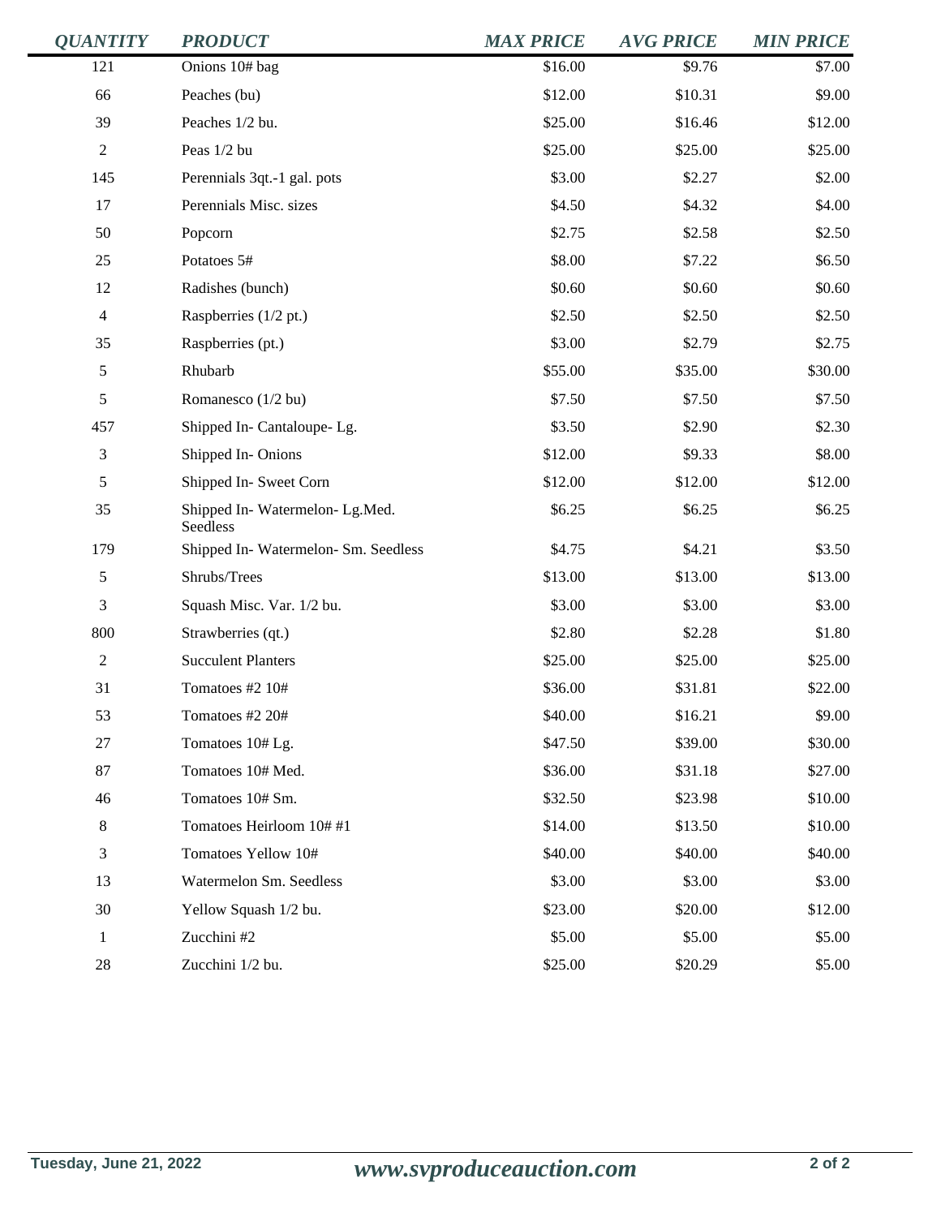| *QUANTITY* | *PRODUCT* | *MAX PRICE* | *AVG PRICE* | *MIN PRICE* |
|---|---|---|---|---|
| 121 | Onions 10# bag | $16.00 | $9.76 | $7.00 |
| 66 | Peaches (bu) | $12.00 | $10.31 | $9.00 |
| 39 | Peaches 1/2 bu. | $25.00 | $16.46 | $12.00 |
| 2 | Peas 1/2 bu | $25.00 | $25.00 | $25.00 |
| 145 | Perennials 3qt.-1 gal. pots | $3.00 | $2.27 | $2.00 |
| 17 | Perennials Misc. sizes | $4.50 | $4.32 | $4.00 |
| 50 | Popcorn | $2.75 | $2.58 | $2.50 |
| 25 | Potatoes 5# | $8.00 | $7.22 | $6.50 |
| 12 | Radishes (bunch) | $0.60 | $0.60 | $0.60 |
| 4 | Raspberries (1/2 pt.) | $2.50 | $2.50 | $2.50 |
| 35 | Raspberries (pt.) | $3.00 | $2.79 | $2.75 |
| 5 | Rhubarb | $55.00 | $35.00 | $30.00 |
| 5 | Romanesco (1/2 bu) | $7.50 | $7.50 | $7.50 |
| 457 | Shipped In- Cantaloupe- Lg. | $3.50 | $2.90 | $2.30 |
| 3 | Shipped In- Onions | $12.00 | $9.33 | $8.00 |
| 5 | Shipped In- Sweet Corn | $12.00 | $12.00 | $12.00 |
| 35 | Shipped In- Watermelon- Lg.Med. Seedless | $6.25 | $6.25 | $6.25 |
| 179 | Shipped In- Watermelon- Sm. Seedless | $4.75 | $4.21 | $3.50 |
| 5 | Shrubs/Trees | $13.00 | $13.00 | $13.00 |
| 3 | Squash Misc. Var. 1/2 bu. | $3.00 | $3.00 | $3.00 |
| 800 | Strawberries (qt.) | $2.80 | $2.28 | $1.80 |
| 2 | Succulent Planters | $25.00 | $25.00 | $25.00 |
| 31 | Tomatoes #2 10# | $36.00 | $31.81 | $22.00 |
| 53 | Tomatoes #2 20# | $40.00 | $16.21 | $9.00 |
| 27 | Tomatoes 10# Lg. | $47.50 | $39.00 | $30.00 |
| 87 | Tomatoes 10# Med. | $36.00 | $31.18 | $27.00 |
| 46 | Tomatoes 10# Sm. | $32.50 | $23.98 | $10.00 |
| 8 | Tomatoes Heirloom 10# #1 | $14.00 | $13.50 | $10.00 |
| 3 | Tomatoes Yellow 10# | $40.00 | $40.00 | $40.00 |
| 13 | Watermelon Sm. Seedless | $3.00 | $3.00 | $3.00 |
| 30 | Yellow Squash 1/2 bu. | $23.00 | $20.00 | $12.00 |
| 1 | Zucchini #2 | $5.00 | $5.00 | $5.00 |
| 28 | Zucchini 1/2 bu. | $25.00 | $20.29 | $5.00 |